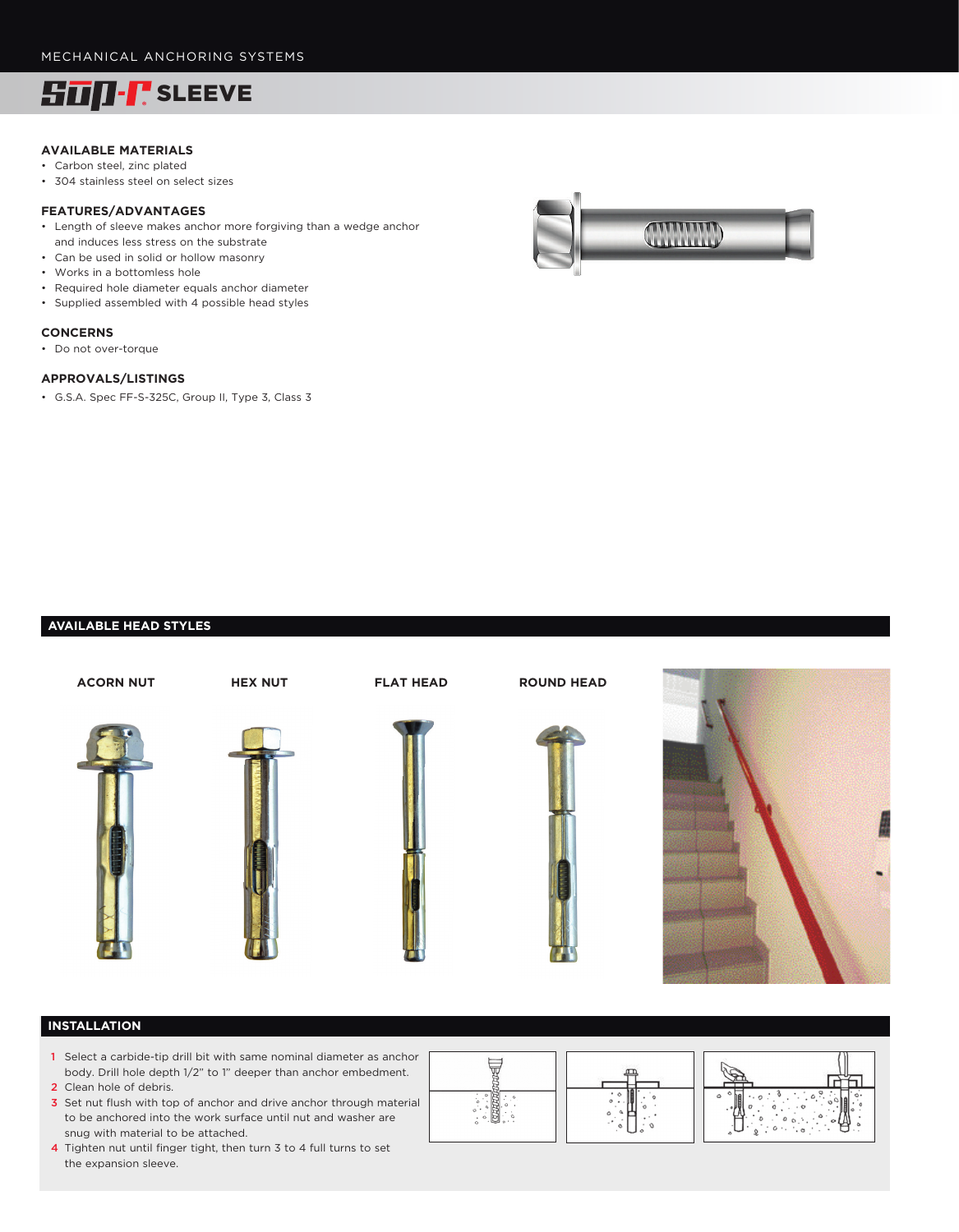MECHANICAL ANCHORING SYSTEMS

# Sup-R SLEEVE

### AVAILABLE MATERIALS

- Carbon steel, zinc plated
- 304 stainless steel on select sizes

### FEATURES/ADVANTAGES

- Length of sleeve makes anchor more forgiving than a wedge anchor and induces less stress on the substrate
- Can be used in solid or hollow masonry
- Works in a bottomless hole
- Required hole diameter equals anchor diameter
- Supplied assembled with 4 possible head styles

### CONCERNS

- Do not over-torque

### APPROVALS/LISTINGS

- G.S.A. Spec FF-S-325C, Group II, Type 3, Class 3

## AVAILABLE HEAD STYLES

ACORN NUT | HEX NUT | FLAT HEAD | ROUND HEAD

## INSTALLATION

1. Select a carbide-tip drill bit with same nominal diameter as anchor body. Drill hole depth 1/2" to 1" deeper than anchor embedment.
2. Clean hole of debris.
3. Set nut flush with top of anchor and drive anchor through material to be anchored into the work surface until nut and washer are snug with material to be attached.
4. Tighten nut until finger tight, then turn 3 to 4 full turns to set the expansion sleeve.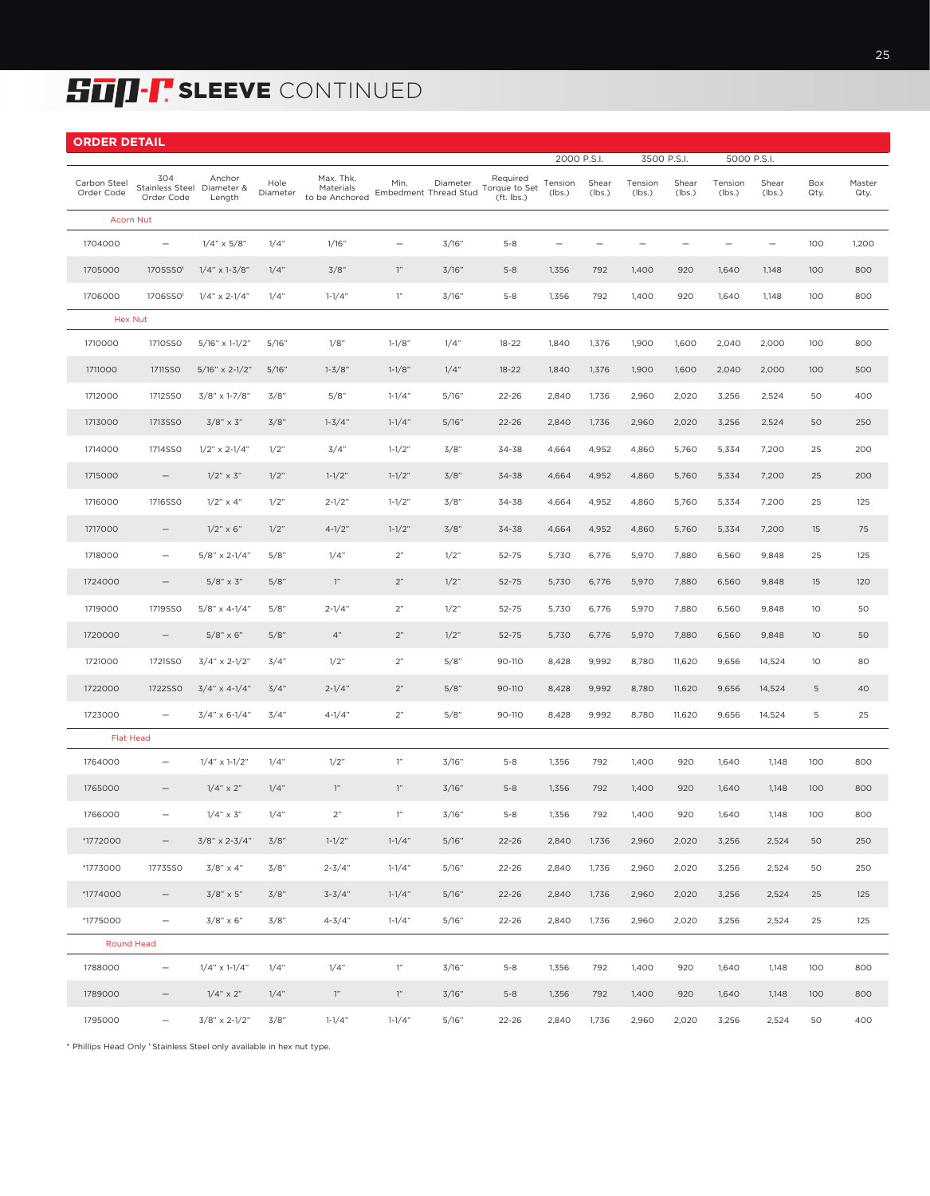# Sup-R Sleeve CONTINUED

## ORDER DETAIL

| Carbon Steel Order Code | 304 Stainless Steel Order Code | Anchor Diameter & Length | Hole Diameter | Max. Thk. Materials to be Anchored | Min. Embedment | Diameter Thread Stud | Required Torque to Set (ft. lbs.) | 2000 P.S.I. Tension (lbs.) | 2000 P.S.I. Shear (lbs.) | 3500 P.S.I. Tension (lbs.) | 3500 P.S.I. Shear (lbs.) | 5000 P.S.I. Tension (lbs.) | 5000 P.S.I. Shear (lbs.) | Box Qty. | Master Qty. |
|---|---|---|---|---|---|---|---|---|---|---|---|---|---|---|---|
| Acorn Nut | | | | | | | | | | | | | | | |
| 1704000 | – | 1/4" x 5/8" | 1/4" | 1/16" | – | 3/16" | 5-8 | – | – | – | – | – | – | 100 | 1,200 |
| 1705000 | 1705SSO[1] | 1/4" x 1-3/8" | 1/4" | 3/8" | 1" | 3/16" | 5-8 | 1,356 | 792 | 1,400 | 920 | 1,640 | 1,148 | 100 | 800 |
| 1706000 | 1706SSO[1] | 1/4" x 2-1/4" | 1/4" | 1-1/4" | 1" | 3/16" | 5-8 | 1,356 | 792 | 1,400 | 920 | 1,640 | 1,148 | 100 | 800 |
| Hex Nut | | | | | | | | | | | | | | | |
| 1710000 | 1710SSO | 5/16" x 1-1/2" | 5/16" | 1/8" | 1-1/8" | 1/4" | 18-22 | 1,840 | 1,376 | 1,900 | 1,600 | 2,040 | 2,000 | 100 | 800 |
| 1711000 | 1711SSO | 5/16" x 2-1/2" | 5/16" | 1-3/8" | 1-1/8" | 1/4" | 18-22 | 1,840 | 1,376 | 1,900 | 1,600 | 2,040 | 2,000 | 100 | 500 |
| 1712000 | 1712SSO | 3/8" x 1-7/8" | 3/8" | 5/8" | 1-1/4" | 5/16" | 22-26 | 2,840 | 1,736 | 2,960 | 2,020 | 3,256 | 2,524 | 50 | 400 |
| 1713000 | 1713SSO | 3/8" x 3" | 3/8" | 1-3/4" | 1-1/4" | 5/16" | 22-26 | 2,840 | 1,736 | 2,960 | 2,020 | 3,256 | 2,524 | 50 | 250 |
| 1714000 | 1714SSO | 1/2" x 2-1/4" | 1/2" | 3/4" | 1-1/2" | 3/8" | 34-38 | 4,664 | 4,952 | 4,860 | 5,760 | 5,334 | 7,200 | 25 | 200 |
| 1715000 | – | 1/2" x 3" | 1/2" | 1-1/2" | 1-1/2" | 3/8" | 34-38 | 4,664 | 4,952 | 4,860 | 5,760 | 5,334 | 7,200 | 25 | 200 |
| 1716000 | 1716SSO | 1/2" x 4" | 1/2" | 2-1/2" | 1-1/2" | 3/8" | 34-38 | 4,664 | 4,952 | 4,860 | 5,760 | 5,334 | 7,200 | 25 | 125 |
| 1717000 | – | 1/2" x 6" | 1/2" | 4-1/2" | 1-1/2" | 3/8" | 34-38 | 4,664 | 4,952 | 4,860 | 5,760 | 5,334 | 7,200 | 15 | 75 |
| 1718000 | – | 5/8" x 2-1/4" | 5/8" | 1/4" | 2" | 1/2" | 52-75 | 5,730 | 6,776 | 5,970 | 7,880 | 6,560 | 9,848 | 25 | 125 |
| 1724000 | – | 5/8" x 3" | 5/8" | 1" | 2" | 1/2" | 52-75 | 5,730 | 6,776 | 5,970 | 7,880 | 6,560 | 9,848 | 15 | 120 |
| 1719000 | 1719SSO | 5/8" x 4-1/4" | 5/8" | 2-1/4" | 2" | 1/2" | 52-75 | 5,730 | 6,776 | 5,970 | 7,880 | 6,560 | 9,848 | 10 | 50 |
| 1720000 | – | 5/8" x 6" | 5/8" | 4" | 2" | 1/2" | 52-75 | 5,730 | 6,776 | 5,970 | 7,880 | 6,560 | 9,848 | 10 | 50 |
| 1721000 | 1721SSO | 3/4" x 2-1/2" | 3/4" | 1/2" | 2" | 5/8" | 90-110 | 8,428 | 9,992 | 8,780 | 11,620 | 9,656 | 14,524 | 10 | 80 |
| 1722000 | 1722SSO | 3/4" x 4-1/4" | 3/4" | 2-1/4" | 2" | 5/8" | 90-110 | 8,428 | 9,992 | 8,780 | 11,620 | 9,656 | 14,524 | 5 | 40 |
| 1723000 | – | 3/4" x 6-1/4" | 3/4" | 4-1/4" | 2" | 5/8" | 90-110 | 8,428 | 9,992 | 8,780 | 11,620 | 9,656 | 14,524 | 5 | 25 |
| Flat Head | | | | | | | | | | | | | | | |
| 1764000 | – | 1/4" x 1-1/2" | 1/4" | 1/2" | 1" | 3/16" | 5-8 | 1,356 | 792 | 1,400 | 920 | 1,640 | 1,148 | 100 | 800 |
| 1765000 | – | 1/4" x 2" | 1/4" | 1" | 1" | 3/16" | 5-8 | 1,356 | 792 | 1,400 | 920 | 1,640 | 1,148 | 100 | 800 |
| 1766000 | – | 1/4" x 3" | 1/4" | 2" | 1" | 3/16" | 5-8 | 1,356 | 792 | 1,400 | 920 | 1,640 | 1,148 | 100 | 800 |
| *1772000 | – | 3/8" x 2-3/4" | 3/8" | 1-1/2" | 1-1/4" | 5/16" | 22-26 | 2,840 | 1,736 | 2,960 | 2,020 | 3,256 | 2,524 | 50 | 250 |
| *1773000 | 1773SSO | 3/8" x 4" | 3/8" | 2-3/4" | 1-1/4" | 5/16" | 22-26 | 2,840 | 1,736 | 2,960 | 2,020 | 3,256 | 2,524 | 50 | 250 |
| *1774000 | – | 3/8" x 5" | 3/8" | 3-3/4" | 1-1/4" | 5/16" | 22-26 | 2,840 | 1,736 | 2,960 | 2,020 | 3,256 | 2,524 | 25 | 125 |
| *1775000 | – | 3/8" x 6" | 3/8" | 4-3/4" | 1-1/4" | 5/16" | 22-26 | 2,840 | 1,736 | 2,960 | 2,020 | 3,256 | 2,524 | 25 | 125 |
| Round Head | | | | | | | | | | | | | | | |
| 1788000 | – | 1/4" x 1-1/4" | 1/4" | 1/4" | 1" | 3/16" | 5-8 | 1,356 | 792 | 1,400 | 920 | 1,640 | 1,148 | 100 | 800 |
| 1789000 | – | 1/4" x 2" | 1/4" | 1" | 1" | 3/16" | 5-8 | 1,356 | 792 | 1,400 | 920 | 1,640 | 1,148 | 100 | 800 |
| 1795000 | – | 3/8" x 2-1/2" | 3/8" | 1-1/4" | 1-1/4" | 5/16" | 22-26 | 2,840 | 1,736 | 2,960 | 2,020 | 3,256 | 2,524 | 50 | 400 |

\* Phillips Head Only [1] Stainless Steel only available in hex nut type.